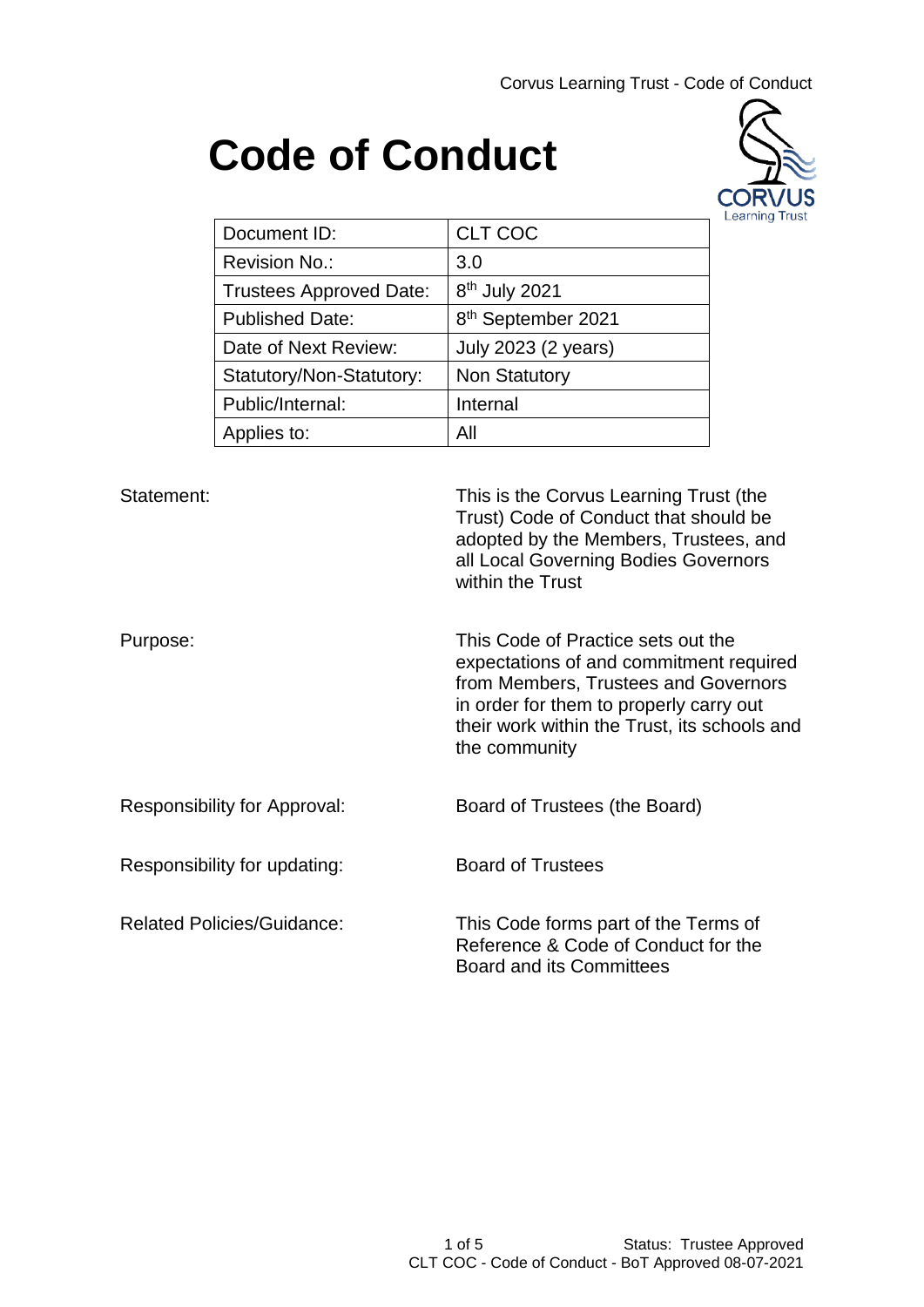# Code of Conduct

| Document ID: | CLT COC |
|---|---|
| Revision No.: | 3.0 |
| Trustees Approved Date: | 8th July 2021 |
| Published Date: | 8th September 2021 |
| Date of Next Review: | July 2023 (2 years) |
| Statutory/Non-Statutory: | Non Statutory |
| Public/Internal: | Internal |
| Applies to: | All |

| | |
|---|---|
| Statement: | This is the Corvus Learning Trust (the Trust) Code of Conduct that should be adopted by the Members, Trustees, and all Local Governing Bodies Governors within the Trust |
| Purpose: | This Code of Practice sets out the expectations of and commitment required from Members, Trustees and Governors in order for them to properly carry out their work within the Trust, its schools and the community |
| Responsibility for Approval: | Board of Trustees (the Board) |
| Responsibility for updating: | Board of Trustees |
| Related Policies/Guidance: | This Code forms part of the Terms of Reference & Code of Conduct for the Board and its Committees |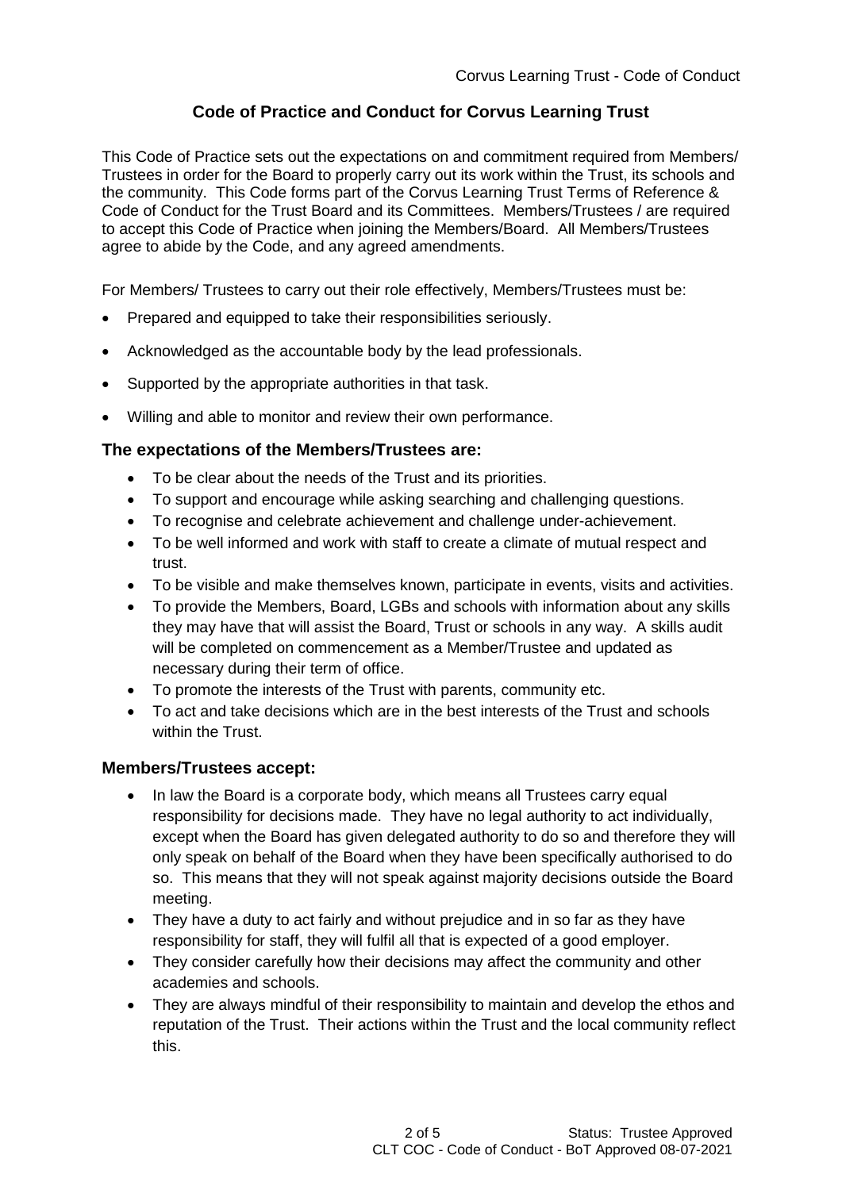## Code of Practice and Conduct for Corvus Learning Trust

This Code of Practice sets out the expectations on and commitment required from Members/ Trustees in order for the Board to properly carry out its work within the Trust, its schools and the community. This Code forms part of the Corvus Learning Trust Terms of Reference & Code of Conduct for the Trust Board and its Committees. Members/Trustees / are required to accept this Code of Practice when joining the Members/Board. All Members/Trustees agree to abide by the Code, and any agreed amendments.

For Members/ Trustees to carry out their role effectively, Members/Trustees must be:

- Prepared and equipped to take their responsibilities seriously.
- Acknowledged as the accountable body by the lead professionals.
- Supported by the appropriate authorities in that task.
- Willing and able to monitor and review their own performance.

### The expectations of the Members/Trustees are:

- To be clear about the needs of the Trust and its priorities.
- To support and encourage while asking searching and challenging questions.
- To recognise and celebrate achievement and challenge under-achievement.
- To be well informed and work with staff to create a climate of mutual respect and trust.
- To be visible and make themselves known, participate in events, visits and activities.
- To provide the Members, Board, LGBs and schools with information about any skills they may have that will assist the Board, Trust or schools in any way. A skills audit will be completed on commencement as a Member/Trustee and updated as necessary during their term of office.
- To promote the interests of the Trust with parents, community etc.
- To act and take decisions which are in the best interests of the Trust and schools within the Trust.

### Members/Trustees accept:

- In law the Board is a corporate body, which means all Trustees carry equal responsibility for decisions made. They have no legal authority to act individually, except when the Board has given delegated authority to do so and therefore they will only speak on behalf of the Board when they have been specifically authorised to do so. This means that they will not speak against majority decisions outside the Board meeting.
- They have a duty to act fairly and without prejudice and in so far as they have responsibility for staff, they will fulfil all that is expected of a good employer.
- They consider carefully how their decisions may affect the community and other academies and schools.
- They are always mindful of their responsibility to maintain and develop the ethos and reputation of the Trust. Their actions within the Trust and the local community reflect this.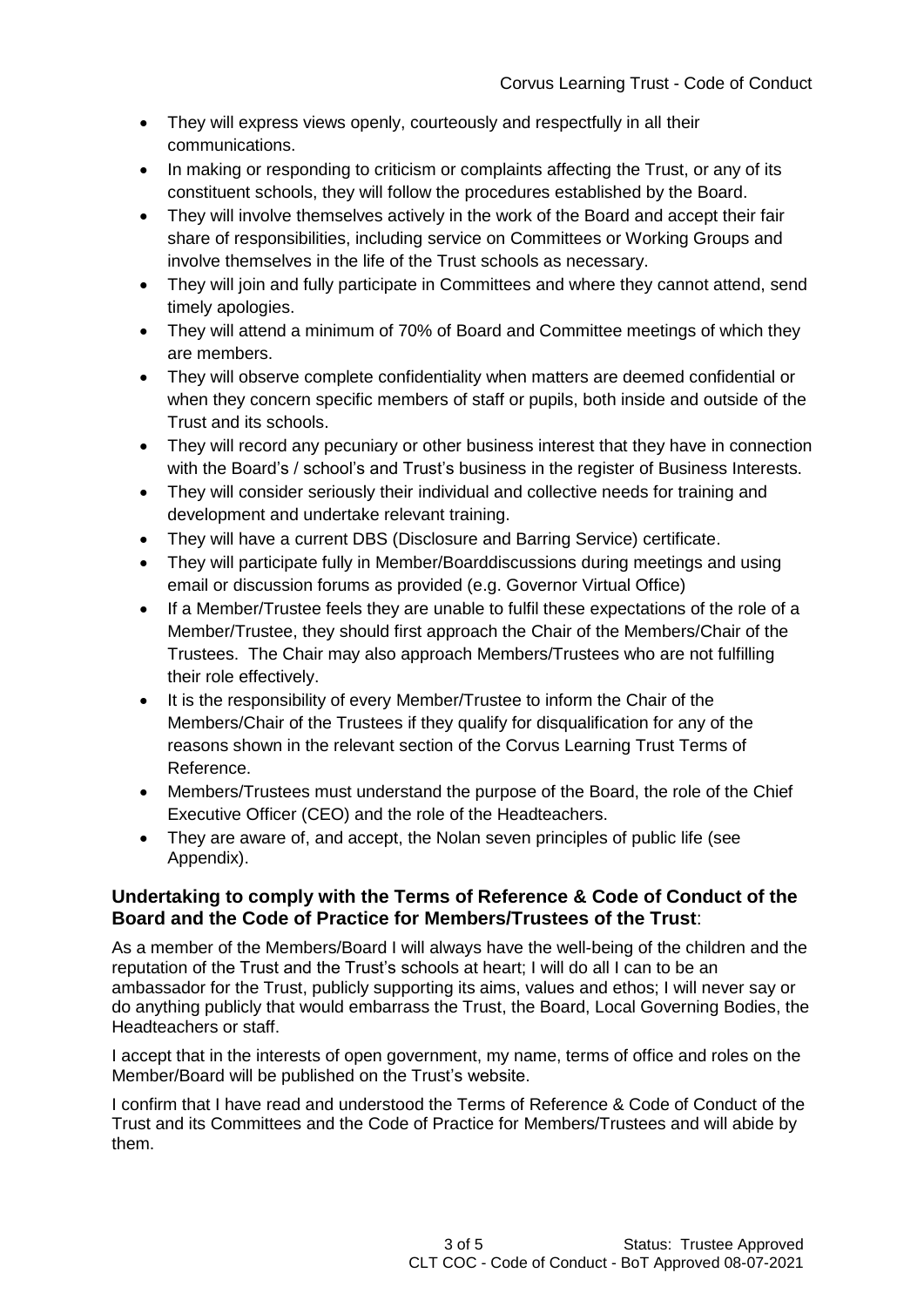- They will express views openly, courteously and respectfully in all their communications.
- In making or responding to criticism or complaints affecting the Trust, or any of its constituent schools, they will follow the procedures established by the Board.
- They will involve themselves actively in the work of the Board and accept their fair share of responsibilities, including service on Committees or Working Groups and involve themselves in the life of the Trust schools as necessary.
- They will join and fully participate in Committees and where they cannot attend, send timely apologies.
- They will attend a minimum of 70% of Board and Committee meetings of which they are members.
- They will observe complete confidentiality when matters are deemed confidential or when they concern specific members of staff or pupils, both inside and outside of the Trust and its schools.
- They will record any pecuniary or other business interest that they have in connection with the Board's / school's and Trust's business in the register of Business Interests.
- They will consider seriously their individual and collective needs for training and development and undertake relevant training.
- They will have a current DBS (Disclosure and Barring Service) certificate.
- They will participate fully in Member/Boarddiscussions during meetings and using email or discussion forums as provided (e.g. Governor Virtual Office)
- If a Member/Trustee feels they are unable to fulfil these expectations of the role of a Member/Trustee, they should first approach the Chair of the Members/Chair of the Trustees. The Chair may also approach Members/Trustees who are not fulfilling their role effectively.
- It is the responsibility of every Member/Trustee to inform the Chair of the Members/Chair of the Trustees if they qualify for disqualification for any of the reasons shown in the relevant section of the Corvus Learning Trust Terms of Reference.
- Members/Trustees must understand the purpose of the Board, the role of the Chief Executive Officer (CEO) and the role of the Headteachers.
- They are aware of, and accept, the Nolan seven principles of public life (see Appendix).

### Undertaking to comply with the Terms of Reference & Code of Conduct of the Board and the Code of Practice for Members/Trustees of the Trust:

As a member of the Members/Board I will always have the well-being of the children and the reputation of the Trust and the Trust's schools at heart; I will do all I can to be an ambassador for the Trust, publicly supporting its aims, values and ethos; I will never say or do anything publicly that would embarrass the Trust, the Board, Local Governing Bodies, the Headteachers or staff.

I accept that in the interests of open government, my name, terms of office and roles on the Member/Board will be published on the Trust's website.

I confirm that I have read and understood the Terms of Reference & Code of Conduct of the Trust and its Committees and the Code of Practice for Members/Trustees and will abide by them.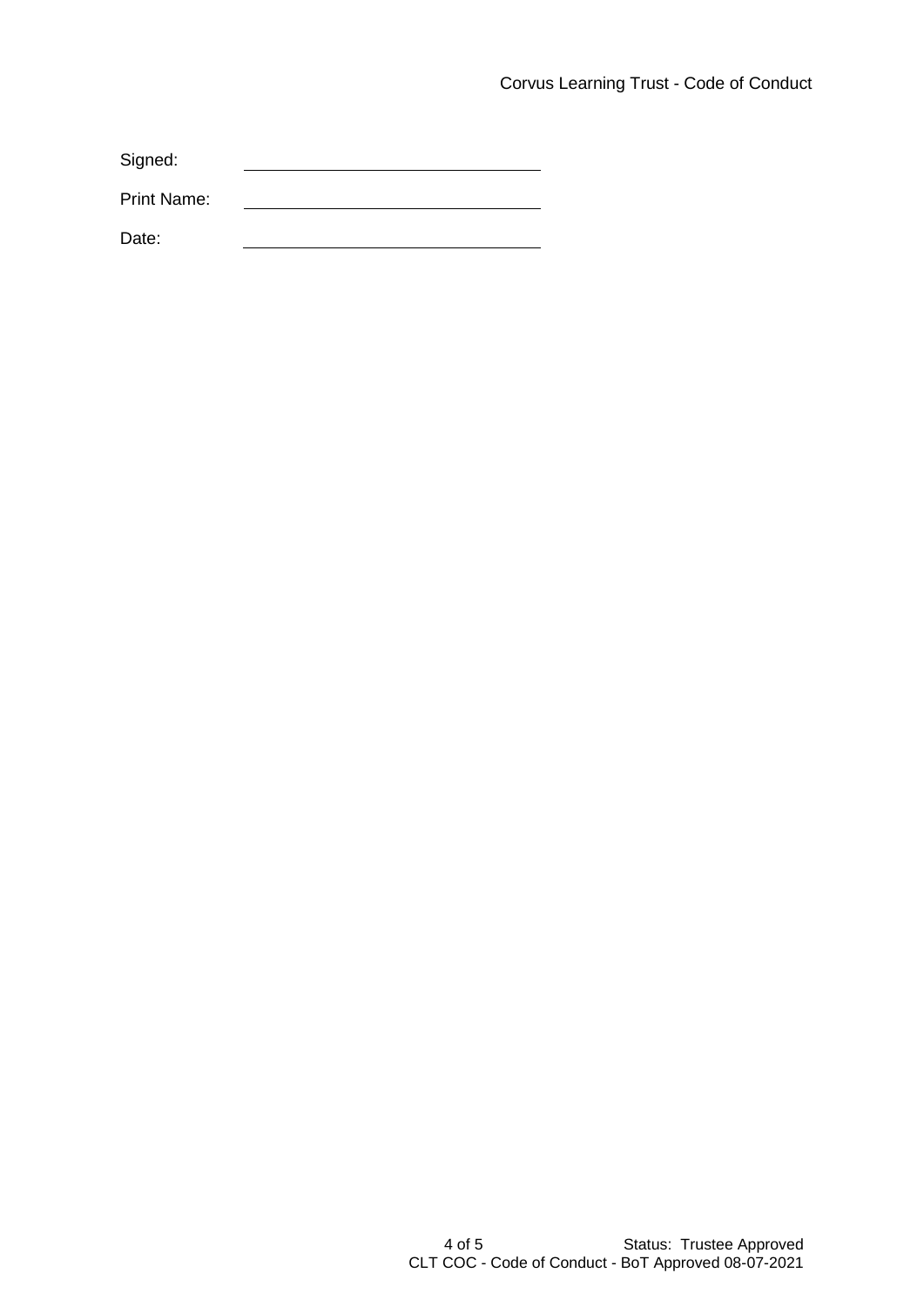Signed: \_\_\_\_\_\_\_\_\_\_\_\_\_\_\_\_\_\_\_\_\_\_\_\_\_\_\_\_\_\_

Print Name: \_\_\_\_\_\_\_\_\_\_\_\_\_\_\_\_\_\_\_\_\_\_\_\_\_\_\_\_\_\_

Date: \_\_\_\_\_\_\_\_\_\_\_\_\_\_\_\_\_\_\_\_\_\_\_\_\_\_\_\_\_\_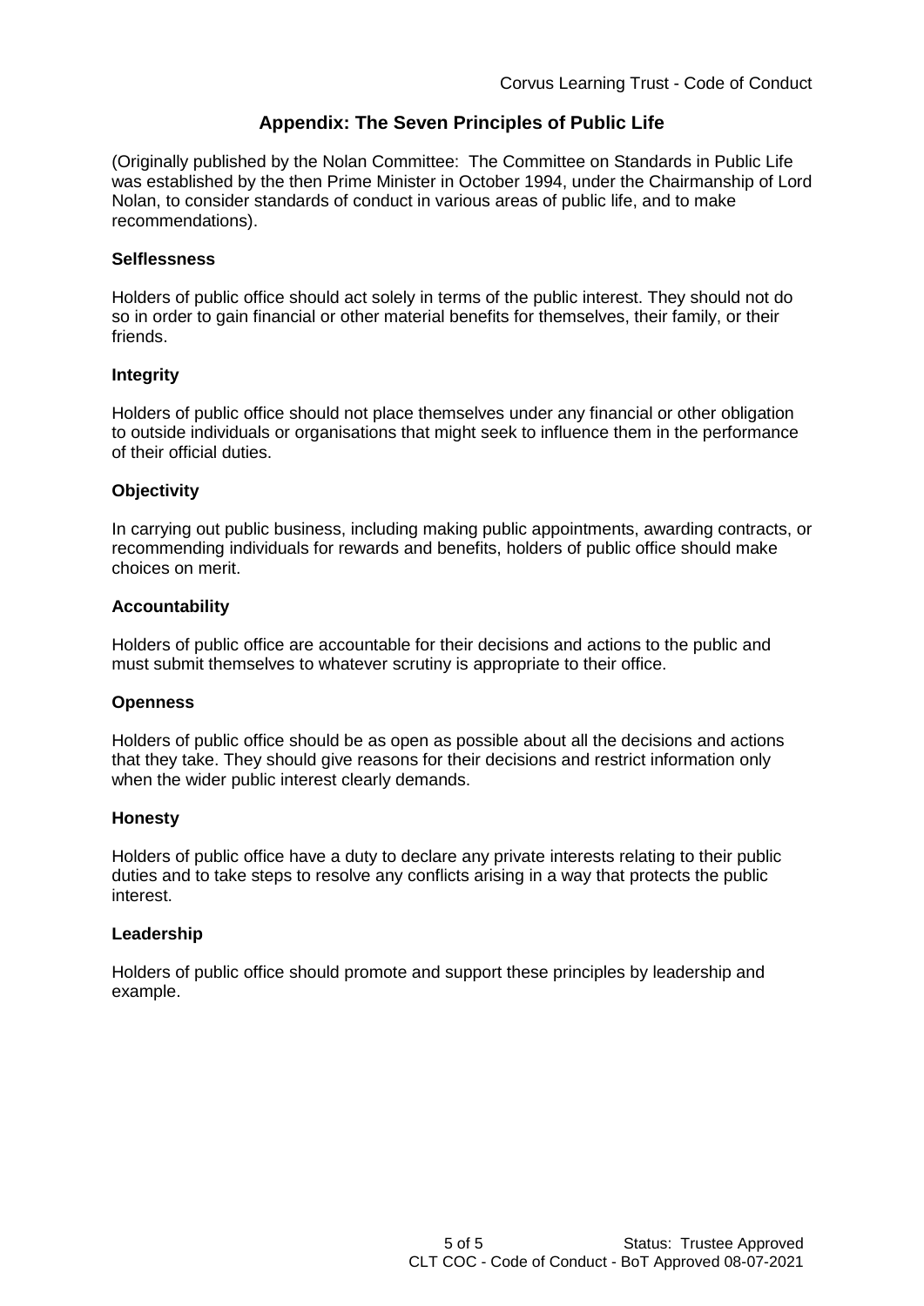## Appendix: The Seven Principles of Public Life

(Originally published by the Nolan Committee: The Committee on Standards in Public Life was established by the then Prime Minister in October 1994, under the Chairmanship of Lord Nolan, to consider standards of conduct in various areas of public life, and to make recommendations).

### Selflessness

Holders of public office should act solely in terms of the public interest. They should not do so in order to gain financial or other material benefits for themselves, their family, or their friends.

### Integrity

Holders of public office should not place themselves under any financial or other obligation to outside individuals or organisations that might seek to influence them in the performance of their official duties.

### Objectivity

In carrying out public business, including making public appointments, awarding contracts, or recommending individuals for rewards and benefits, holders of public office should make choices on merit.

### Accountability

Holders of public office are accountable for their decisions and actions to the public and must submit themselves to whatever scrutiny is appropriate to their office.

### Openness

Holders of public office should be as open as possible about all the decisions and actions that they take. They should give reasons for their decisions and restrict information only when the wider public interest clearly demands.

### Honesty

Holders of public office have a duty to declare any private interests relating to their public duties and to take steps to resolve any conflicts arising in a way that protects the public interest.

### Leadership

Holders of public office should promote and support these principles by leadership and example.